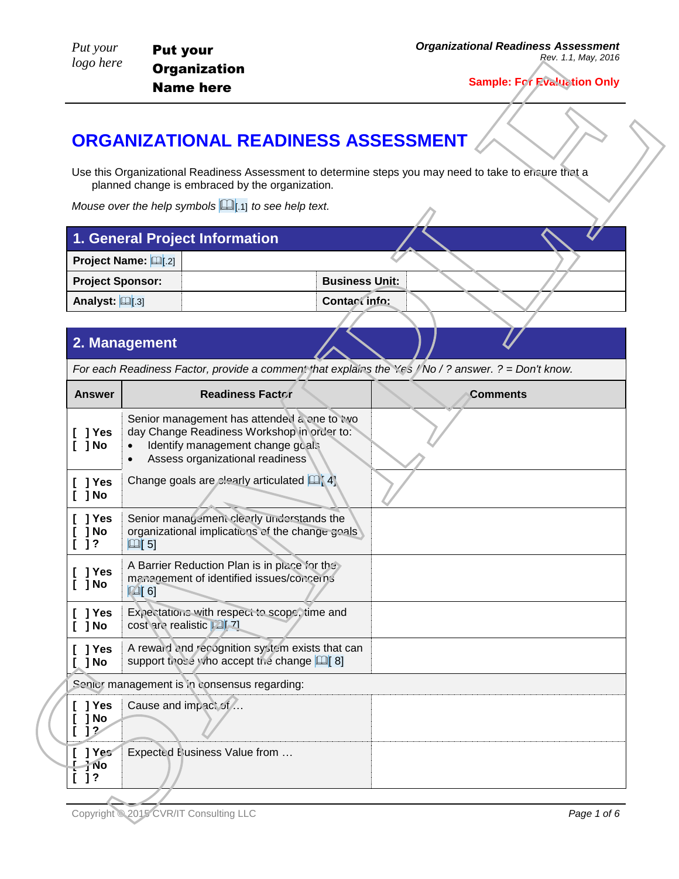Put your logo here

**Put your Organization Name here**

*Organizational Readiness Assessment*
*Rev. 1.1, May, 2016*

**Sample: For Evaluation Only**

# ORGANIZATIONAL READINESS ASSESSMENT

Use this Organizational Readiness Assessment to determine steps you may need to take to ensure that a planned change is embraced by the organization.

*Mouse over the help symbols [.1] to see help text.*

## 1. General Project Information

| **Project Name:** [.2] | | | |
|---|---|---|---|
| **Project Sponsor:** | | **Business Unit:** | |
| **Analyst:** [.3] | | **Contact info:** | |

## 2. Management

*For each Readiness Factor, provide a comment that explains the Yes / No / ? answer. ? = Don't know.*

| Answer | Readiness Factor | Comments |
|---|---|---|
| [ ] Yes<br>[ ] No | Senior management has attended a one to two day Change Readiness Workshop in order to:<br>• Identify management change goals<br>• Assess organizational readiness | |
| [ ] Yes<br>[ ] No | Change goals are clearly articulated [ 4] | |
| [ ] Yes<br>[ ] No<br>[ ] ? | Senior management clearly understands the organizational implications of the change goals [ 5] | |
| [ ] Yes<br>[ ] No | A Barrier Reduction Plan is in place for the management of identified issues/concerns [ 6] | |
| [ ] Yes<br>[ ] No | Expectations with respect to scope, time and cost are realistic [ 7] | |
| [ ] Yes<br>[ ] No | A reward and recognition system exists that can support those who accept the change [ 8] | |
| Senior management is in consensus regarding: | | |
| [ ] Yes<br>[ ] No<br>[ ] ? | Cause and impact of … | |
| [ ] Yes<br>[ ] No<br>[ ] ? | Expected Business Value from … | |

Copyright © 2015 CVR/IT Consulting LLC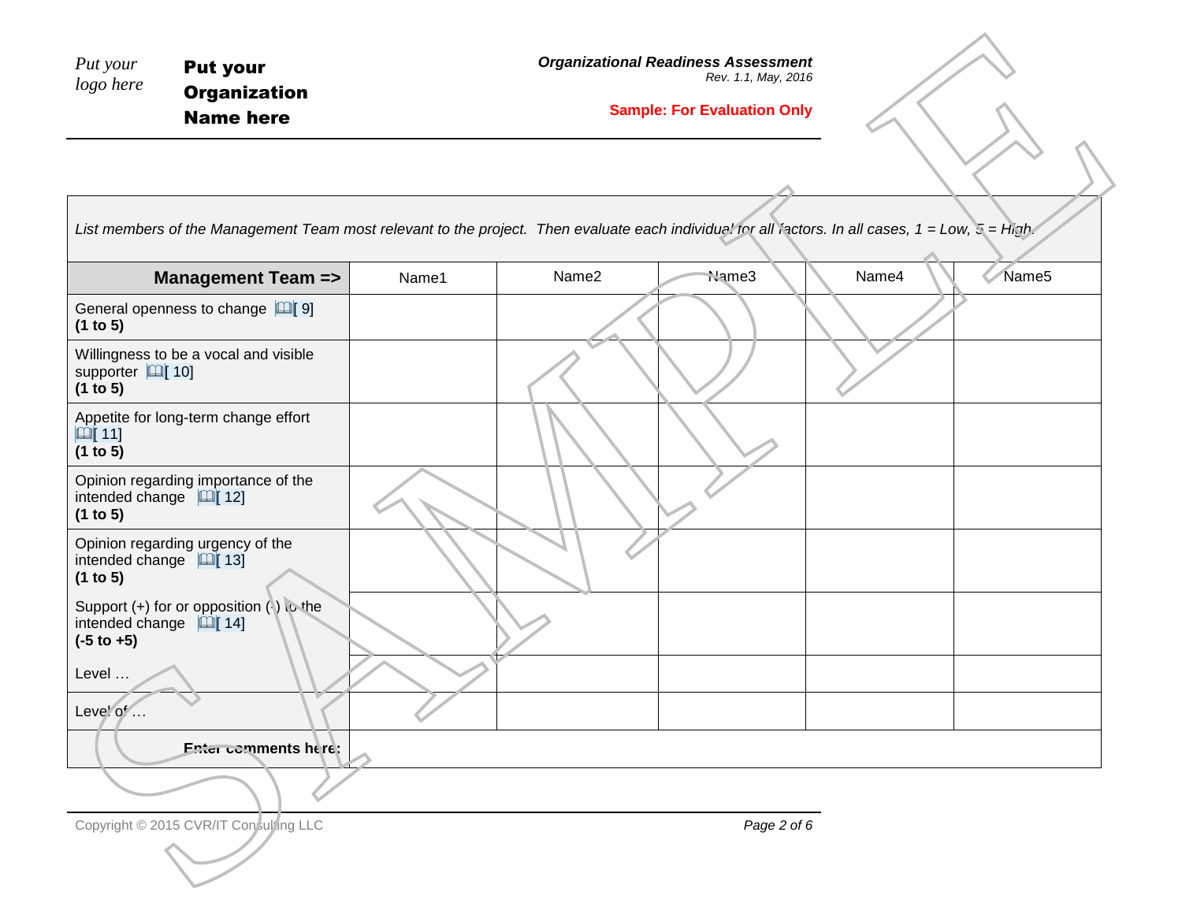Put your logo here

**Put your Organization Name here**

***Organizational Readiness Assessment***
*Rev. 1.1, May, 2016*

**Sample: For Evaluation Only**

*List members of the Management Team most relevant to the project. Then evaluate each individual for all factors. In all cases, 1 = Low, 5 = High.*

| **Management Team =>** | Name1 | Name2 | Name3 | Name4 | Name5 |
|---|---|---|---|---|---|
| General openness to change [ 9] **(1 to 5)** | | | | | |
| Willingness to be a vocal and visible supporter [ 10] **(1 to 5)** | | | | | |
| Appetite for long-term change effort [ 11] **(1 to 5)** | | | | | |
| Opinion regarding importance of the intended change [ 12] **(1 to 5)** | | | | | |
| Opinion regarding urgency of the intended change [ 13] **(1 to 5)** | | | | | |
| Support (+) for or opposition (-) to the intended change [ 14] **(-5 to +5)** | | | | | |
| Level … | | | | | |
| Level of … | | | | | |
| **Enter comments here:** | | | | | |

Copyright © 2015 CVR/IT Consulting LLC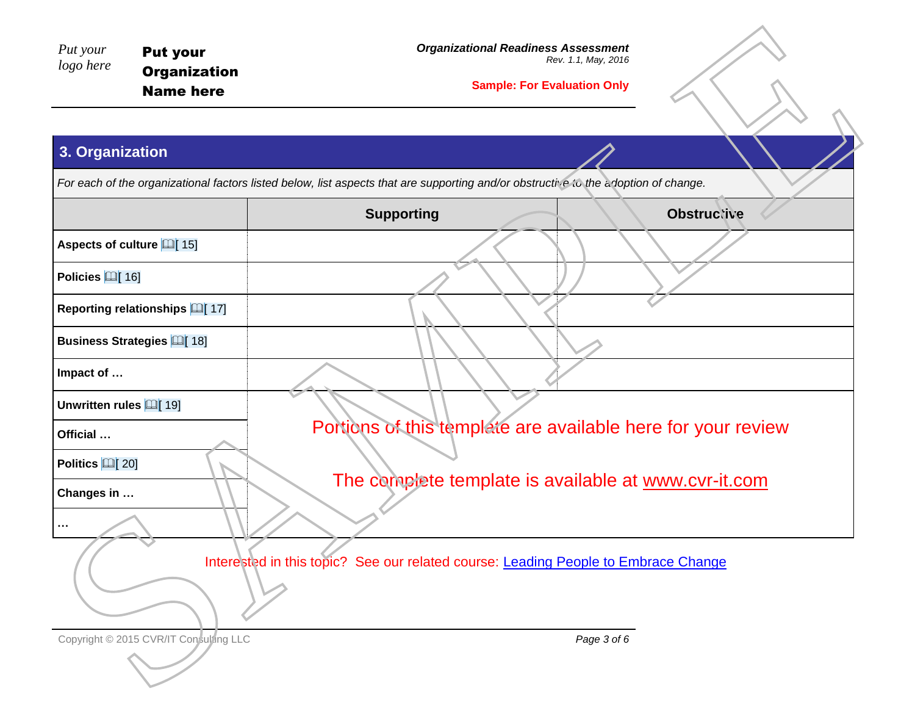Put your logo here

**Put your Organization Name here**

***Organizational Readiness Assessment***
*Rev. 1.1, May, 2016*

**Sample: For Evaluation Only**

## 3. Organization

*For each of the organizational factors listed below, list aspects that are supporting and/or obstructive to the adoption of change.*

| | Supporting | Obstructive |
|---|---|---|
| **Aspects of culture** 🕮[ 15] | | |
| **Policies** 🕮[ 16] | | |
| **Reporting relationships** 🕮[ 17] | | |
| **Business Strategies** 🕮[ 18] | | |
| **Impact of …** | | |
| **Unwritten rules** 🕮[ 19] | | |
| **Official …** | | |
| **Politics** 🕮[ 20] | | |
| **Changes in …** | | |
| **…** | | |

Portions of this template are available here for your review

The complete template is available at www.cvr-it.com

Interested in this topic? See our related course: Leading People to Embrace Change

Copyright © 2015 CVR/IT Consulting LLC